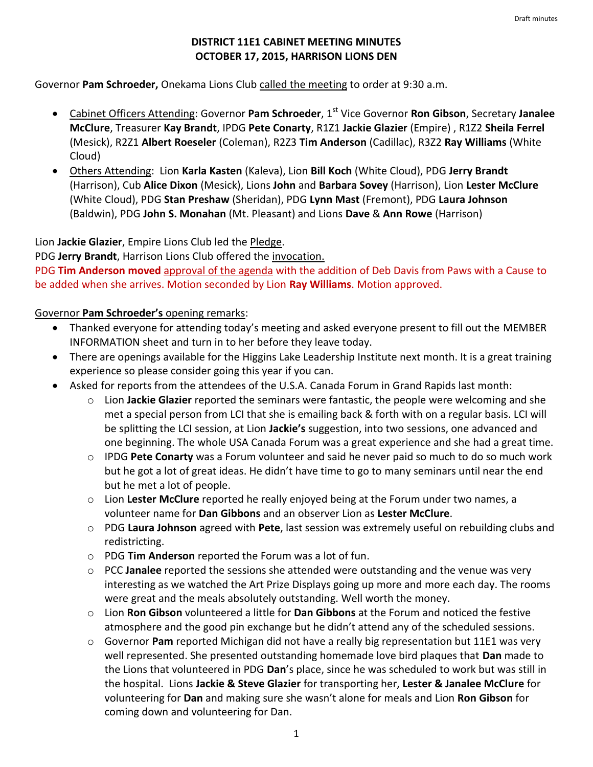Draft minutes

# DISTRICT 11E1 CABINET MEETING MINUTES
## OCTOBER 17, 2015, HARRISON LIONS DEN

Governor **Pam Schroeder,** Onekama Lions Club called the meeting to order at 9:30 a.m.

- Cabinet Officers Attending: Governor **Pam Schroeder**, 1st Vice Governor **Ron Gibson**, Secretary **Janalee McClure**, Treasurer **Kay Brandt**, IPDG **Pete Conarty**, R1Z1 **Jackie Glazier** (Empire) , R1Z2 **Sheila Ferrel** (Mesick), R2Z1 **Albert Roeseler** (Coleman), R2Z3 **Tim Anderson** (Cadillac), R3Z2 **Ray Williams** (White Cloud)
- Others Attending: Lion **Karla Kasten** (Kaleva), Lion **Bill Koch** (White Cloud), PDG **Jerry Brandt** (Harrison), Cub **Alice Dixon** (Mesick), Lions **John** and **Barbara Sovey** (Harrison), Lion **Lester McClure** (White Cloud), PDG **Stan Preshaw** (Sheridan), PDG **Lynn Mast** (Fremont), PDG **Laura Johnson** (Baldwin), PDG **John S. Monahan** (Mt. Pleasant) and Lions **Dave** & **Ann Rowe** (Harrison)

Lion **Jackie Glazier**, Empire Lions Club led the Pledge.
PDG **Jerry Brandt**, Harrison Lions Club offered the invocation.
PDG **Tim Anderson moved** approval of the agenda with the addition of Deb Davis from Paws with a Cause to be added when she arrives. Motion seconded by Lion **Ray Williams**. Motion approved.

Governor **Pam Schroeder's** opening remarks:

- Thanked everyone for attending today's meeting and asked everyone present to fill out the MEMBER INFORMATION sheet and turn in to her before they leave today.
- There are openings available for the Higgins Lake Leadership Institute next month. It is a great training experience so please consider going this year if you can.
- Asked for reports from the attendees of the U.S.A. Canada Forum in Grand Rapids last month:
  - Lion **Jackie Glazier** reported the seminars were fantastic, the people were welcoming and she met a special person from LCI that she is emailing back & forth with on a regular basis. LCI will be splitting the LCI session, at Lion **Jackie's** suggestion, into two sessions, one advanced and one beginning. The whole USA Canada Forum was a great experience and she had a great time.
  - IPDG **Pete Conarty** was a Forum volunteer and said he never paid so much to do so much work but he got a lot of great ideas. He didn't have time to go to many seminars until near the end but he met a lot of people.
  - Lion **Lester McClure** reported he really enjoyed being at the Forum under two names, a volunteer name for **Dan Gibbons** and an observer Lion as **Lester McClure**.
  - PDG **Laura Johnson** agreed with **Pete**, last session was extremely useful on rebuilding clubs and redistricting.
  - PDG **Tim Anderson** reported the Forum was a lot of fun.
  - PCC **Janalee** reported the sessions she attended were outstanding and the venue was very interesting as we watched the Art Prize Displays going up more and more each day. The rooms were great and the meals absolutely outstanding. Well worth the money.
  - Lion **Ron Gibson** volunteered a little for **Dan Gibbons** at the Forum and noticed the festive atmosphere and the good pin exchange but he didn't attend any of the scheduled sessions.
  - Governor **Pam** reported Michigan did not have a really big representation but 11E1 was very well represented. She presented outstanding homemade love bird plaques that **Dan** made to the Lions that volunteered in PDG **Dan**'s place, since he was scheduled to work but was still in the hospital. Lions **Jackie & Steve Glazier** for transporting her, **Lester & Janalee McClure** for volunteering for **Dan** and making sure she wasn't alone for meals and Lion **Ron Gibson** for coming down and volunteering for Dan.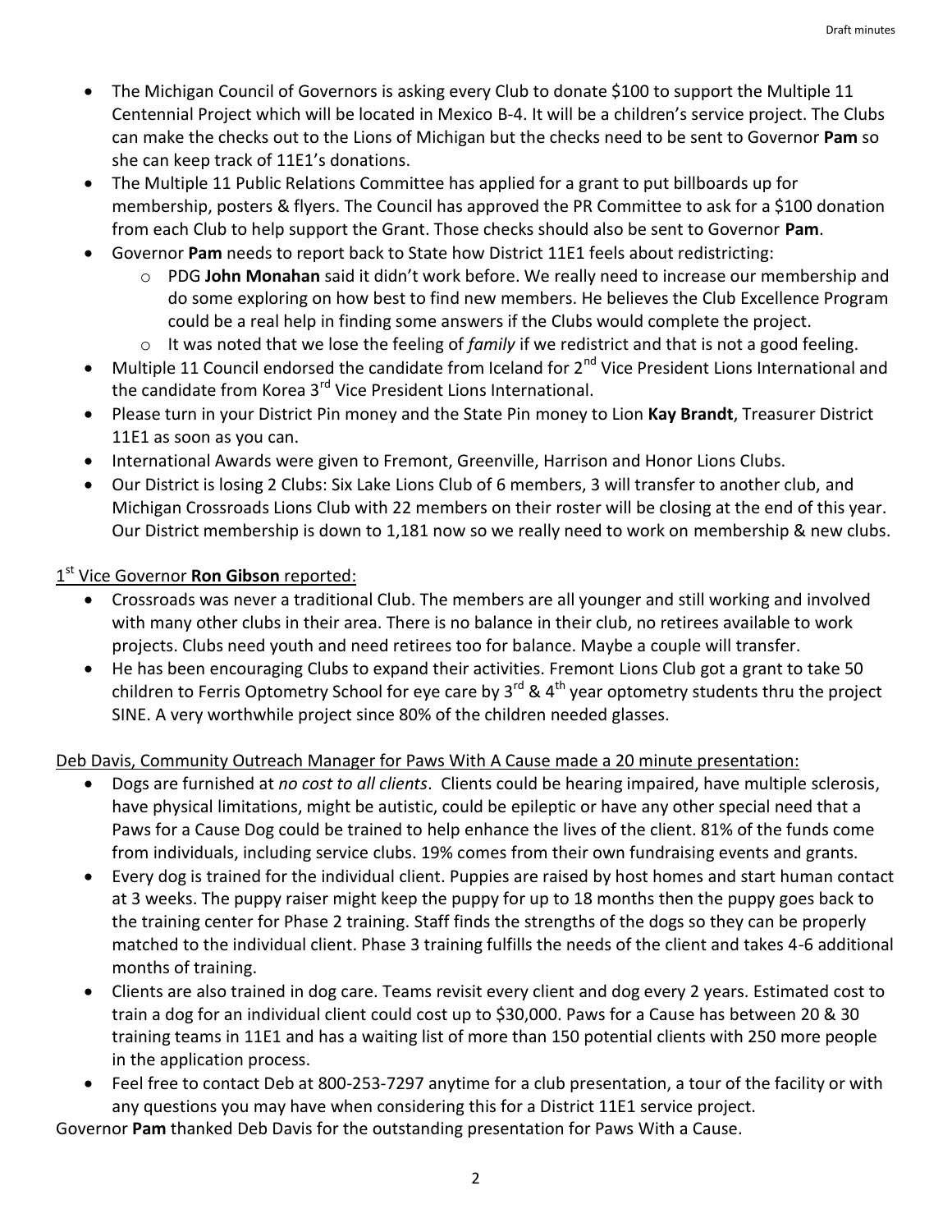- The Michigan Council of Governors is asking every Club to donate $100 to support the Multiple 11 Centennial Project which will be located in Mexico B-4. It will be a children's service project. The Clubs can make the checks out to the Lions of Michigan but the checks need to be sent to Governor **Pam** so she can keep track of 11E1's donations.
- The Multiple 11 Public Relations Committee has applied for a grant to put billboards up for membership, posters & flyers. The Council has approved the PR Committee to ask for a $100 donation from each Club to help support the Grant. Those checks should also be sent to Governor **Pam**.
- Governor **Pam** needs to report back to State how District 11E1 feels about redistricting:
  - PDG **John Monahan** said it didn't work before. We really need to increase our membership and do some exploring on how best to find new members. He believes the Club Excellence Program could be a real help in finding some answers if the Clubs would complete the project.
  - It was noted that we lose the feeling of *family* if we redistrict and that is not a good feeling.
- Multiple 11 Council endorsed the candidate from Iceland for 2nd Vice President Lions International and the candidate from Korea 3rd Vice President Lions International.
- Please turn in your District Pin money and the State Pin money to Lion **Kay Brandt**, Treasurer District 11E1 as soon as you can.
- International Awards were given to Fremont, Greenville, Harrison and Honor Lions Clubs.
- Our District is losing 2 Clubs: Six Lake Lions Club of 6 members, 3 will transfer to another club, and Michigan Crossroads Lions Club with 22 members on their roster will be closing at the end of this year. Our District membership is down to 1,181 now so we really need to work on membership & new clubs.

1st Vice Governor **Ron Gibson** reported:

- Crossroads was never a traditional Club. The members are all younger and still working and involved with many other clubs in their area. There is no balance in their club, no retirees available to work projects. Clubs need youth and need retirees too for balance. Maybe a couple will transfer.
- He has been encouraging Clubs to expand their activities. Fremont Lions Club got a grant to take 50 children to Ferris Optometry School for eye care by 3rd & 4th year optometry students thru the project SINE. A very worthwhile project since 80% of the children needed glasses.

Deb Davis, Community Outreach Manager for Paws With A Cause made a 20 minute presentation:

- Dogs are furnished at *no cost to all clients*. Clients could be hearing impaired, have multiple sclerosis, have physical limitations, might be autistic, could be epileptic or have any other special need that a Paws for a Cause Dog could be trained to help enhance the lives of the client. 81% of the funds come from individuals, including service clubs. 19% comes from their own fundraising events and grants.
- Every dog is trained for the individual client. Puppies are raised by host homes and start human contact at 3 weeks. The puppy raiser might keep the puppy for up to 18 months then the puppy goes back to the training center for Phase 2 training. Staff finds the strengths of the dogs so they can be properly matched to the individual client. Phase 3 training fulfills the needs of the client and takes 4-6 additional months of training.
- Clients are also trained in dog care. Teams revisit every client and dog every 2 years. Estimated cost to train a dog for an individual client could cost up to $30,000. Paws for a Cause has between 20 & 30 training teams in 11E1 and has a waiting list of more than 150 potential clients with 250 more people in the application process.
- Feel free to contact Deb at 800-253-7297 anytime for a club presentation, a tour of the facility or with any questions you may have when considering this for a District 11E1 service project.

Governor **Pam** thanked Deb Davis for the outstanding presentation for Paws With a Cause.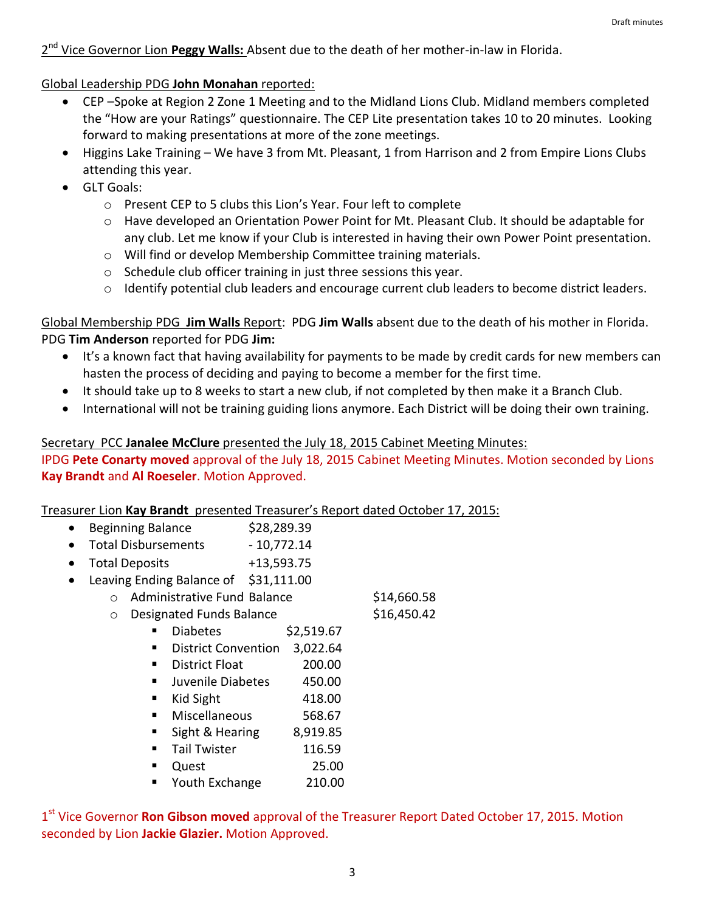2nd Vice Governor Lion **Peggy Walls:** Absent due to the death of her mother-in-law in Florida.

Global Leadership PDG **John Monahan** reported:

- CEP –Spoke at Region 2 Zone 1 Meeting and to the Midland Lions Club. Midland members completed the "How are your Ratings" questionnaire. The CEP Lite presentation takes 10 to 20 minutes. Looking forward to making presentations at more of the zone meetings.
- Higgins Lake Training – We have 3 from Mt. Pleasant, 1 from Harrison and 2 from Empire Lions Clubs attending this year.
- GLT Goals:
  - Present CEP to 5 clubs this Lion's Year. Four left to complete
  - Have developed an Orientation Power Point for Mt. Pleasant Club. It should be adaptable for any club. Let me know if your Club is interested in having their own Power Point presentation.
  - Will find or develop Membership Committee training materials.
  - Schedule club officer training in just three sessions this year.
  - Identify potential club leaders and encourage current club leaders to become district leaders.

Global Membership PDG **Jim Walls** Report: PDG **Jim Walls** absent due to the death of his mother in Florida. PDG **Tim Anderson** reported for PDG **Jim:**

- It's a known fact that having availability for payments to be made by credit cards for new members can hasten the process of deciding and paying to become a member for the first time.
- It should take up to 8 weeks to start a new club, if not completed by then make it a Branch Club.
- International will not be training guiding lions anymore. Each District will be doing their own training.

Secretary PCC **Janalee McClure** presented the July 18, 2015 Cabinet Meeting Minutes:
IPDG **Pete Conarty moved** approval of the July 18, 2015 Cabinet Meeting Minutes. Motion seconded by Lions **Kay Brandt** and **Al Roeseler**. Motion Approved.

Treasurer Lion **Kay Brandt** presented Treasurer's Report dated October 17, 2015:

- Beginning Balance $28,289.39
- Total Disbursements - 10,772.14
- Total Deposits +13,593.75
- Leaving Ending Balance of $31,111.00
  - Administrative Fund Balance $14,660.58
  - Designated Funds Balance $16,450.42
    - Diabetes $2,519.67
    - District Convention 3,022.64
    - District Float 200.00
    - Juvenile Diabetes 450.00
    - Kid Sight 418.00
    - Miscellaneous 568.67
    - Sight & Hearing 8,919.85
    - Tail Twister 116.59
    - Quest 25.00
    - Youth Exchange 210.00

1st Vice Governor **Ron Gibson moved** approval of the Treasurer Report Dated October 17, 2015. Motion seconded by Lion **Jackie Glazier.** Motion Approved.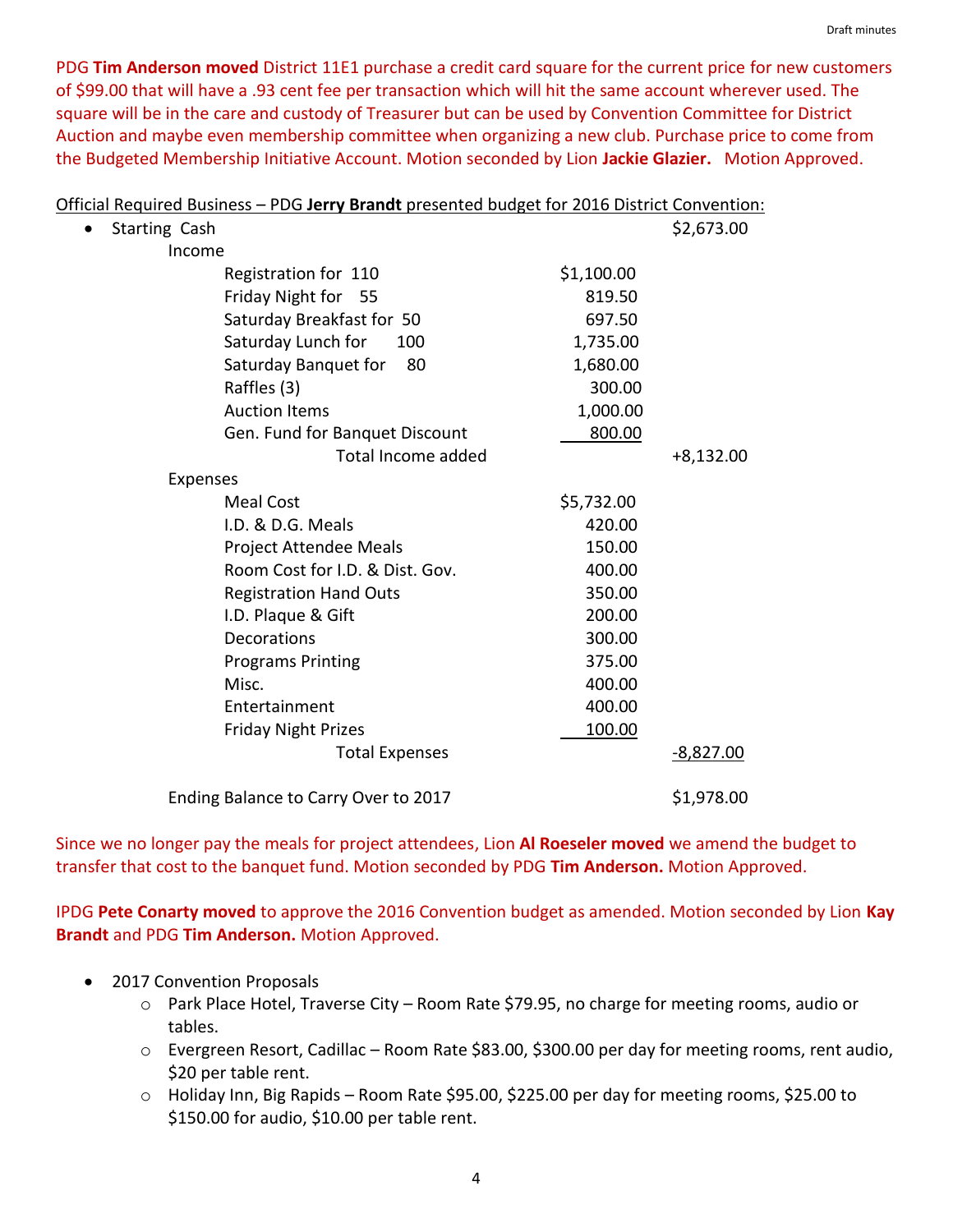PDG **Tim Anderson moved** District 11E1 purchase a credit card square for the current price for new customers of $99.00 that will have a .93 cent fee per transaction which will hit the same account wherever used. The square will be in the care and custody of Treasurer but can be used by Convention Committee for District Auction and maybe even membership committee when organizing a new club. Purchase price to come from the Budgeted Membership Initiative Account. Motion seconded by Lion **Jackie Glazier.** Motion Approved.

Official Required Business – PDG **Jerry Brandt** presented budget for 2016 District Convention:

| | | |
|---|---|---|
| • Starting Cash | | $2,673.00 |
| Income | | |
| Registration for 110 | $1,100.00 | |
| Friday Night for 55 | 819.50 | |
| Saturday Breakfast for 50 | 697.50 | |
| Saturday Lunch for 100 | 1,735.00 | |
| Saturday Banquet for 80 | 1,680.00 | |
| Raffles (3) | 300.00 | |
| Auction Items | 1,000.00 | |
| Gen. Fund for Banquet Discount | 800.00 | |
| Total Income added | | +8,132.00 |
| Expenses | | |
| Meal Cost | $5,732.00 | |
| I.D. & D.G. Meals | 420.00 | |
| Project Attendee Meals | 150.00 | |
| Room Cost for I.D. & Dist. Gov. | 400.00 | |
| Registration Hand Outs | 350.00 | |
| I.D. Plaque & Gift | 200.00 | |
| Decorations | 300.00 | |
| Programs Printing | 375.00 | |
| Misc. | 400.00 | |
| Entertainment | 400.00 | |
| Friday Night Prizes | 100.00 | |
| Total Expenses | | -8,827.00 |
| Ending Balance to Carry Over to 2017 | | $1,978.00 |

Since we no longer pay the meals for project attendees, Lion **Al Roeseler moved** we amend the budget to transfer that cost to the banquet fund. Motion seconded by PDG **Tim Anderson.** Motion Approved.

IPDG **Pete Conarty moved** to approve the 2016 Convention budget as amended. Motion seconded by Lion **Kay Brandt** and PDG **Tim Anderson.** Motion Approved.

- 2017 Convention Proposals
  - Park Place Hotel, Traverse City – Room Rate $79.95, no charge for meeting rooms, audio or tables.
  - Evergreen Resort, Cadillac – Room Rate $83.00, $300.00 per day for meeting rooms, rent audio, $20 per table rent.
  - Holiday Inn, Big Rapids – Room Rate $95.00, $225.00 per day for meeting rooms, $25.00 to $150.00 for audio, $10.00 per table rent.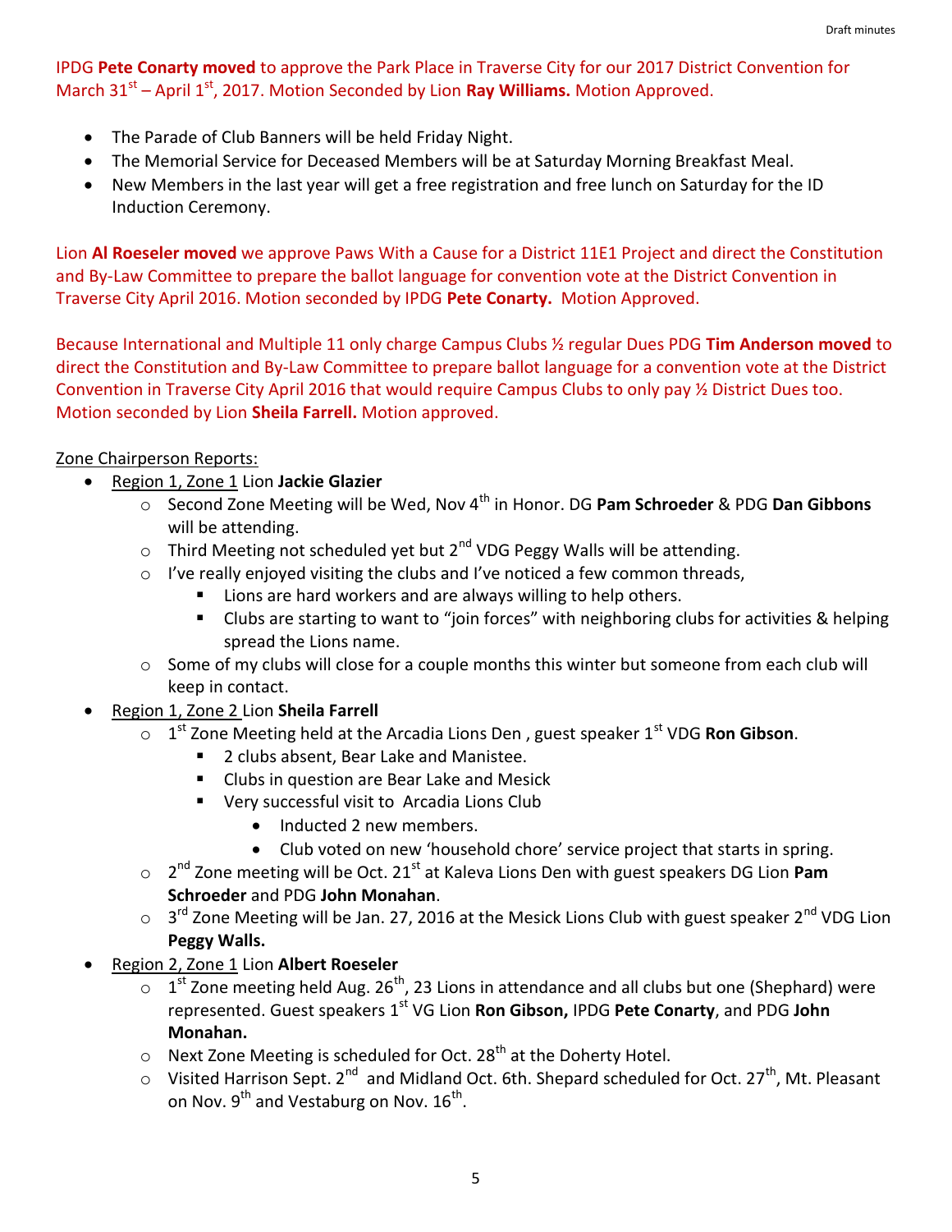IPDG **Pete Conarty moved** to approve the Park Place in Traverse City for our 2017 District Convention for March 31st – April 1st, 2017. Motion Seconded by Lion **Ray Williams.** Motion Approved.

- The Parade of Club Banners will be held Friday Night.
- The Memorial Service for Deceased Members will be at Saturday Morning Breakfast Meal.
- New Members in the last year will get a free registration and free lunch on Saturday for the ID Induction Ceremony.

Lion **Al Roeseler moved** we approve Paws With a Cause for a District 11E1 Project and direct the Constitution and By-Law Committee to prepare the ballot language for convention vote at the District Convention in Traverse City April 2016. Motion seconded by IPDG **Pete Conarty.** Motion Approved.

Because International and Multiple 11 only charge Campus Clubs ½ regular Dues PDG **Tim Anderson moved** to direct the Constitution and By-Law Committee to prepare ballot language for a convention vote at the District Convention in Traverse City April 2016 that would require Campus Clubs to only pay ½ District Dues too. Motion seconded by Lion **Sheila Farrell.** Motion approved.

Zone Chairperson Reports:

- Region 1, Zone 1 Lion **Jackie Glazier**
  - Second Zone Meeting will be Wed, Nov 4th in Honor. DG **Pam Schroeder** & PDG **Dan Gibbons** will be attending.
  - Third Meeting not scheduled yet but 2nd VDG Peggy Walls will be attending.
  - I've really enjoyed visiting the clubs and I've noticed a few common threads,
    - Lions are hard workers and are always willing to help others.
    - Clubs are starting to want to "join forces" with neighboring clubs for activities & helping spread the Lions name.
  - Some of my clubs will close for a couple months this winter but someone from each club will keep in contact.
- Region 1, Zone 2 Lion **Sheila Farrell**
  - 1st Zone Meeting held at the Arcadia Lions Den , guest speaker 1st VDG **Ron Gibson**.
    - 2 clubs absent, Bear Lake and Manistee.
    - Clubs in question are Bear Lake and Mesick
    - Very successful visit to Arcadia Lions Club
      - Inducted 2 new members.
      - Club voted on new 'household chore' service project that starts in spring.
  - 2nd Zone meeting will be Oct. 21st at Kaleva Lions Den with guest speakers DG Lion **Pam Schroeder** and PDG **John Monahan**.
  - 3rd Zone Meeting will be Jan. 27, 2016 at the Mesick Lions Club with guest speaker 2nd VDG Lion **Peggy Walls.**
- Region 2, Zone 1 Lion **Albert Roeseler**
  - 1st Zone meeting held Aug. 26th, 23 Lions in attendance and all clubs but one (Shephard) were represented. Guest speakers 1st VG Lion **Ron Gibson,** IPDG **Pete Conarty**, and PDG **John Monahan.**
  - Next Zone Meeting is scheduled for Oct. 28th at the Doherty Hotel.
  - Visited Harrison Sept. 2nd and Midland Oct. 6th. Shepard scheduled for Oct. 27th, Mt. Pleasant on Nov. 9th and Vestaburg on Nov. 16th.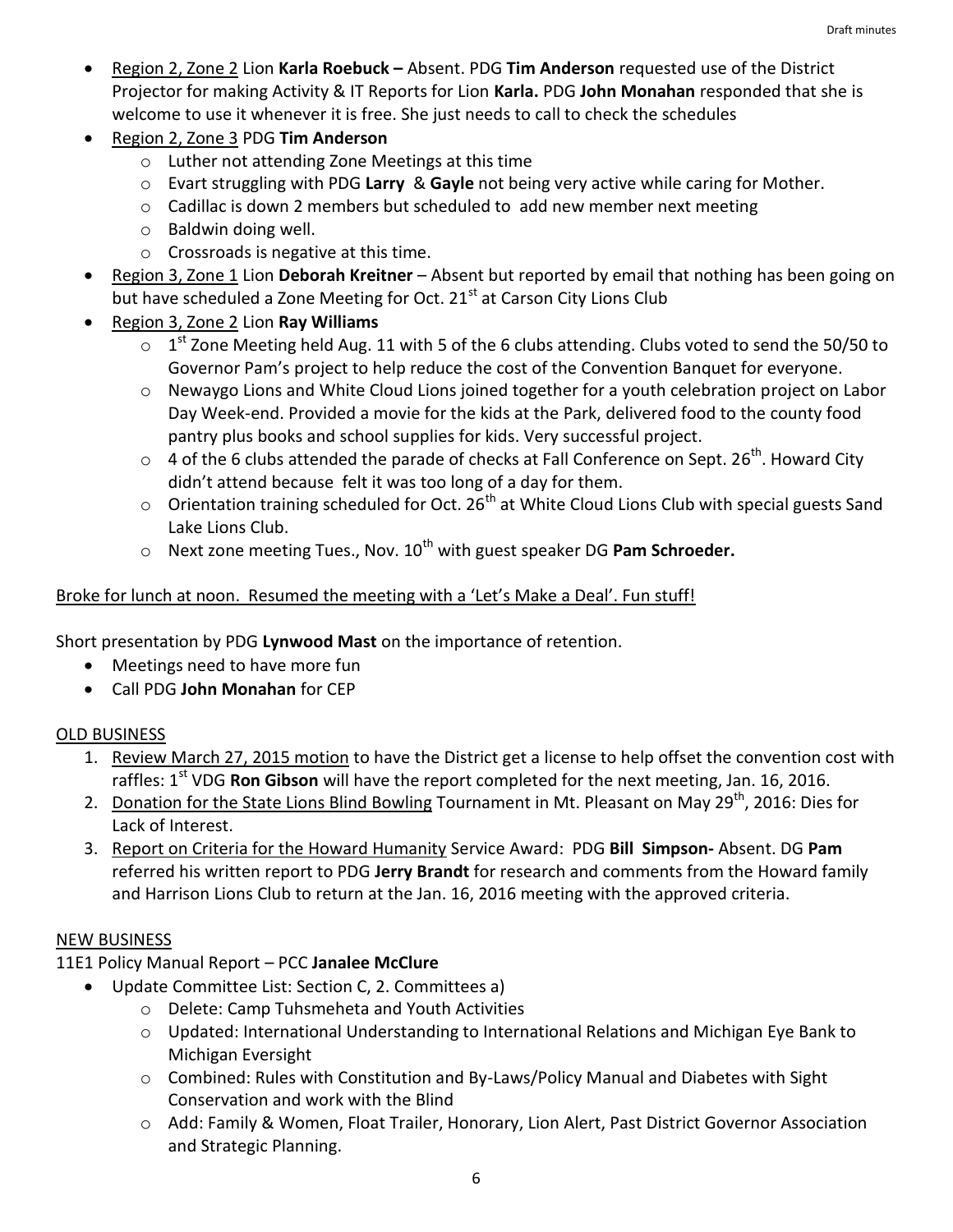- Region 2, Zone 2 Lion **Karla Roebuck –** Absent. PDG **Tim Anderson** requested use of the District Projector for making Activity & IT Reports for Lion **Karla.** PDG **John Monahan** responded that she is welcome to use it whenever it is free. She just needs to call to check the schedules
- Region 2, Zone 3 PDG **Tim Anderson**
  - Luther not attending Zone Meetings at this time
  - Evart struggling with PDG **Larry** & **Gayle** not being very active while caring for Mother.
  - Cadillac is down 2 members but scheduled to add new member next meeting
  - Baldwin doing well.
  - Crossroads is negative at this time.
- Region 3, Zone 1 Lion **Deborah Kreitner** – Absent but reported by email that nothing has been going on but have scheduled a Zone Meeting for Oct. 21st at Carson City Lions Club
- Region 3, Zone 2 Lion **Ray Williams**
  - 1st Zone Meeting held Aug. 11 with 5 of the 6 clubs attending. Clubs voted to send the 50/50 to Governor Pam's project to help reduce the cost of the Convention Banquet for everyone.
  - Newaygo Lions and White Cloud Lions joined together for a youth celebration project on Labor Day Week-end. Provided a movie for the kids at the Park, delivered food to the county food pantry plus books and school supplies for kids. Very successful project.
  - 4 of the 6 clubs attended the parade of checks at Fall Conference on Sept. 26th. Howard City didn't attend because felt it was too long of a day for them.
  - Orientation training scheduled for Oct. 26th at White Cloud Lions Club with special guests Sand Lake Lions Club.
  - Next zone meeting Tues., Nov. 10th with guest speaker DG **Pam Schroeder.**

Broke for lunch at noon. Resumed the meeting with a 'Let's Make a Deal'. Fun stuff!

Short presentation by PDG **Lynwood Mast** on the importance of retention.

- Meetings need to have more fun
- Call PDG **John Monahan** for CEP

## OLD BUSINESS

1. Review March 27, 2015 motion to have the District get a license to help offset the convention cost with raffles: 1st VDG **Ron Gibson** will have the report completed for the next meeting, Jan. 16, 2016.
2. Donation for the State Lions Blind Bowling Tournament in Mt. Pleasant on May 29th, 2016: Dies for Lack of Interest.
3. Report on Criteria for the Howard Humanity Service Award: PDG **Bill Simpson-** Absent. DG **Pam** referred his written report to PDG **Jerry Brandt** for research and comments from the Howard family and Harrison Lions Club to return at the Jan. 16, 2016 meeting with the approved criteria.

## NEW BUSINESS

11E1 Policy Manual Report – PCC **Janalee McClure**

- Update Committee List: Section C, 2. Committees a)
  - Delete: Camp Tuhsmeheta and Youth Activities
  - Updated: International Understanding to International Relations and Michigan Eye Bank to Michigan Eversight
  - Combined: Rules with Constitution and By-Laws/Policy Manual and Diabetes with Sight Conservation and work with the Blind
  - Add: Family & Women, Float Trailer, Honorary, Lion Alert, Past District Governor Association and Strategic Planning.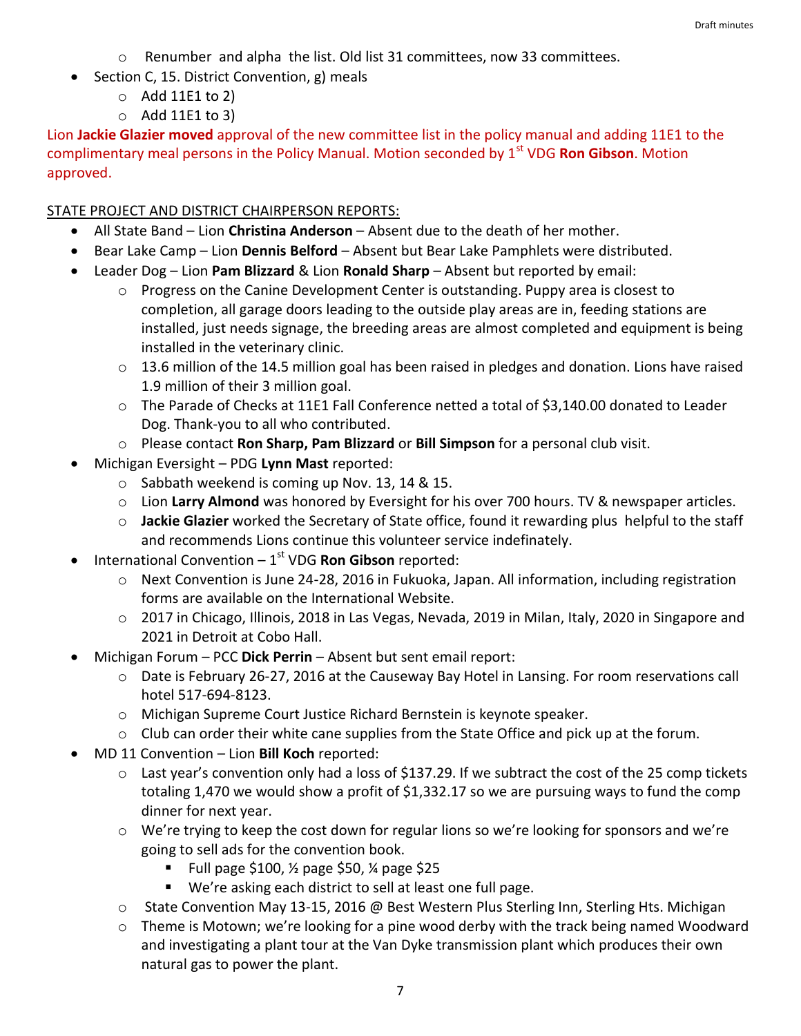- Renumber and alpha the list. Old list 31 committees, now 33 committees.

- Section C, 15. District Convention, g) meals
  - Add 11E1 to 2)
  - Add 11E1 to 3)

Lion **Jackie Glazier moved** approval of the new committee list in the policy manual and adding 11E1 to the complimentary meal persons in the Policy Manual. Motion seconded by 1st VDG **Ron Gibson**. Motion approved.

STATE PROJECT AND DISTRICT CHAIRPERSON REPORTS:

- All State Band – Lion **Christina Anderson** – Absent due to the death of her mother.
- Bear Lake Camp – Lion **Dennis Belford** – Absent but Bear Lake Pamphlets were distributed.
- Leader Dog – Lion **Pam Blizzard** & Lion **Ronald Sharp** – Absent but reported by email:
  - Progress on the Canine Development Center is outstanding. Puppy area is closest to completion, all garage doors leading to the outside play areas are in, feeding stations are installed, just needs signage, the breeding areas are almost completed and equipment is being installed in the veterinary clinic.
  - 13.6 million of the 14.5 million goal has been raised in pledges and donation. Lions have raised 1.9 million of their 3 million goal.
  - The Parade of Checks at 11E1 Fall Conference netted a total of $3,140.00 donated to Leader Dog. Thank-you to all who contributed.
  - Please contact **Ron Sharp, Pam Blizzard** or **Bill Simpson** for a personal club visit.
- Michigan Eversight – PDG **Lynn Mast** reported:
  - Sabbath weekend is coming up Nov. 13, 14 & 15.
  - Lion **Larry Almond** was honored by Eversight for his over 700 hours. TV & newspaper articles.
  - **Jackie Glazier** worked the Secretary of State office, found it rewarding plus helpful to the staff and recommends Lions continue this volunteer service indefinately.
- International Convention – 1st VDG **Ron Gibson** reported:
  - Next Convention is June 24-28, 2016 in Fukuoka, Japan. All information, including registration forms are available on the International Website.
  - 2017 in Chicago, Illinois, 2018 in Las Vegas, Nevada, 2019 in Milan, Italy, 2020 in Singapore and 2021 in Detroit at Cobo Hall.
- Michigan Forum – PCC **Dick Perrin** – Absent but sent email report:
  - Date is February 26-27, 2016 at the Causeway Bay Hotel in Lansing. For room reservations call hotel 517-694-8123.
  - Michigan Supreme Court Justice Richard Bernstein is keynote speaker.
  - Club can order their white cane supplies from the State Office and pick up at the forum.
- MD 11 Convention – Lion **Bill Koch** reported:
  - Last year's convention only had a loss of $137.29. If we subtract the cost of the 25 comp tickets totaling 1,470 we would show a profit of $1,332.17 so we are pursuing ways to fund the comp dinner for next year.
  - We're trying to keep the cost down for regular lions so we're looking for sponsors and we're going to sell ads for the convention book.
    - Full page $100, ½ page $50, ¼ page $25
    - We're asking each district to sell at least one full page.
  - State Convention May 13-15, 2016 @ Best Western Plus Sterling Inn, Sterling Hts. Michigan
  - Theme is Motown; we're looking for a pine wood derby with the track being named Woodward and investigating a plant tour at the Van Dyke transmission plant which produces their own natural gas to power the plant.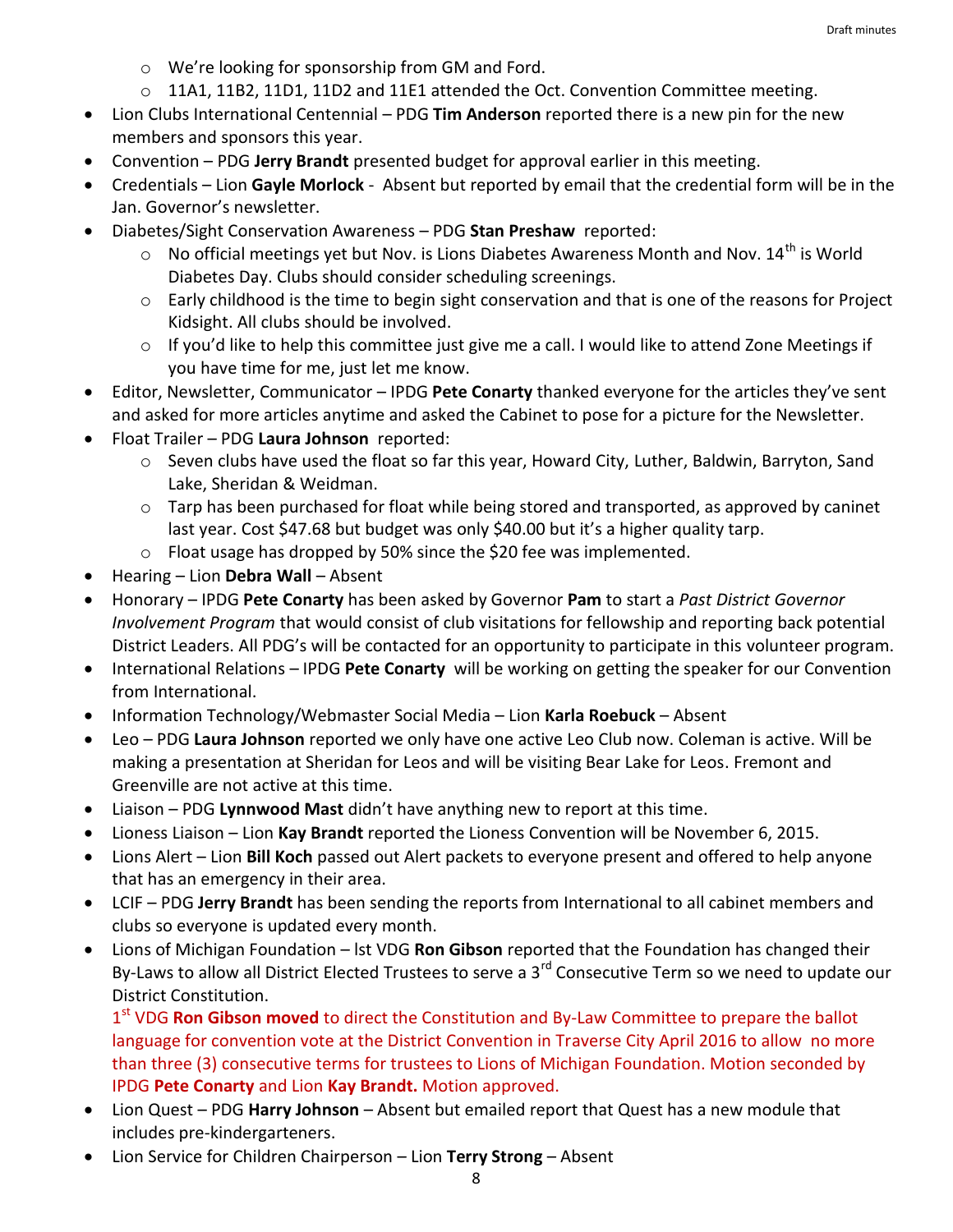- We're looking for sponsorship from GM and Ford.
- 11A1, 11B2, 11D1, 11D2 and 11E1 attended the Oct. Convention Committee meeting.

- Lion Clubs International Centennial – PDG **Tim Anderson** reported there is a new pin for the new members and sponsors this year.
- Convention – PDG **Jerry Brandt** presented budget for approval earlier in this meeting.
- Credentials – Lion **Gayle Morlock** - Absent but reported by email that the credential form will be in the Jan. Governor's newsletter.
- Diabetes/Sight Conservation Awareness – PDG **Stan Preshaw** reported:
  - No official meetings yet but Nov. is Lions Diabetes Awareness Month and Nov. 14th is World Diabetes Day. Clubs should consider scheduling screenings.
  - Early childhood is the time to begin sight conservation and that is one of the reasons for Project Kidsight. All clubs should be involved.
  - If you'd like to help this committee just give me a call. I would like to attend Zone Meetings if you have time for me, just let me know.
- Editor, Newsletter, Communicator – IPDG **Pete Conarty** thanked everyone for the articles they've sent and asked for more articles anytime and asked the Cabinet to pose for a picture for the Newsletter.
- Float Trailer – PDG **Laura Johnson** reported:
  - Seven clubs have used the float so far this year, Howard City, Luther, Baldwin, Barryton, Sand Lake, Sheridan & Weidman.
  - Tarp has been purchased for float while being stored and transported, as approved by caninet last year. Cost $47.68 but budget was only $40.00 but it's a higher quality tarp.
  - Float usage has dropped by 50% since the $20 fee was implemented.
- Hearing – Lion **Debra Wall** – Absent
- Honorary – IPDG **Pete Conarty** has been asked by Governor **Pam** to start a *Past District Governor Involvement Program* that would consist of club visitations for fellowship and reporting back potential District Leaders. All PDG's will be contacted for an opportunity to participate in this volunteer program.
- International Relations – IPDG **Pete Conarty** will be working on getting the speaker for our Convention from International.
- Information Technology/Webmaster Social Media – Lion **Karla Roebuck** – Absent
- Leo – PDG **Laura Johnson** reported we only have one active Leo Club now. Coleman is active. Will be making a presentation at Sheridan for Leos and will be visiting Bear Lake for Leos. Fremont and Greenville are not active at this time.
- Liaison – PDG **Lynnwood Mast** didn't have anything new to report at this time.
- Lioness Liaison – Lion **Kay Brandt** reported the Lioness Convention will be November 6, 2015.
- Lions Alert – Lion **Bill Koch** passed out Alert packets to everyone present and offered to help anyone that has an emergency in their area.
- LCIF – PDG **Jerry Brandt** has been sending the reports from International to all cabinet members and clubs so everyone is updated every month.
- Lions of Michigan Foundation – lst VDG **Ron Gibson** reported that the Foundation has changed their By-Laws to allow all District Elected Trustees to serve a 3rd Consecutive Term so we need to update our District Constitution.

  1st VDG **Ron Gibson moved** to direct the Constitution and By-Law Committee to prepare the ballot language for convention vote at the District Convention in Traverse City April 2016 to allow no more than three (3) consecutive terms for trustees to Lions of Michigan Foundation. Motion seconded by IPDG **Pete Conarty** and Lion **Kay Brandt.** Motion approved.
- Lion Quest – PDG **Harry Johnson** – Absent but emailed report that Quest has a new module that includes pre-kindergarteners.
- Lion Service for Children Chairperson – Lion **Terry Strong** – Absent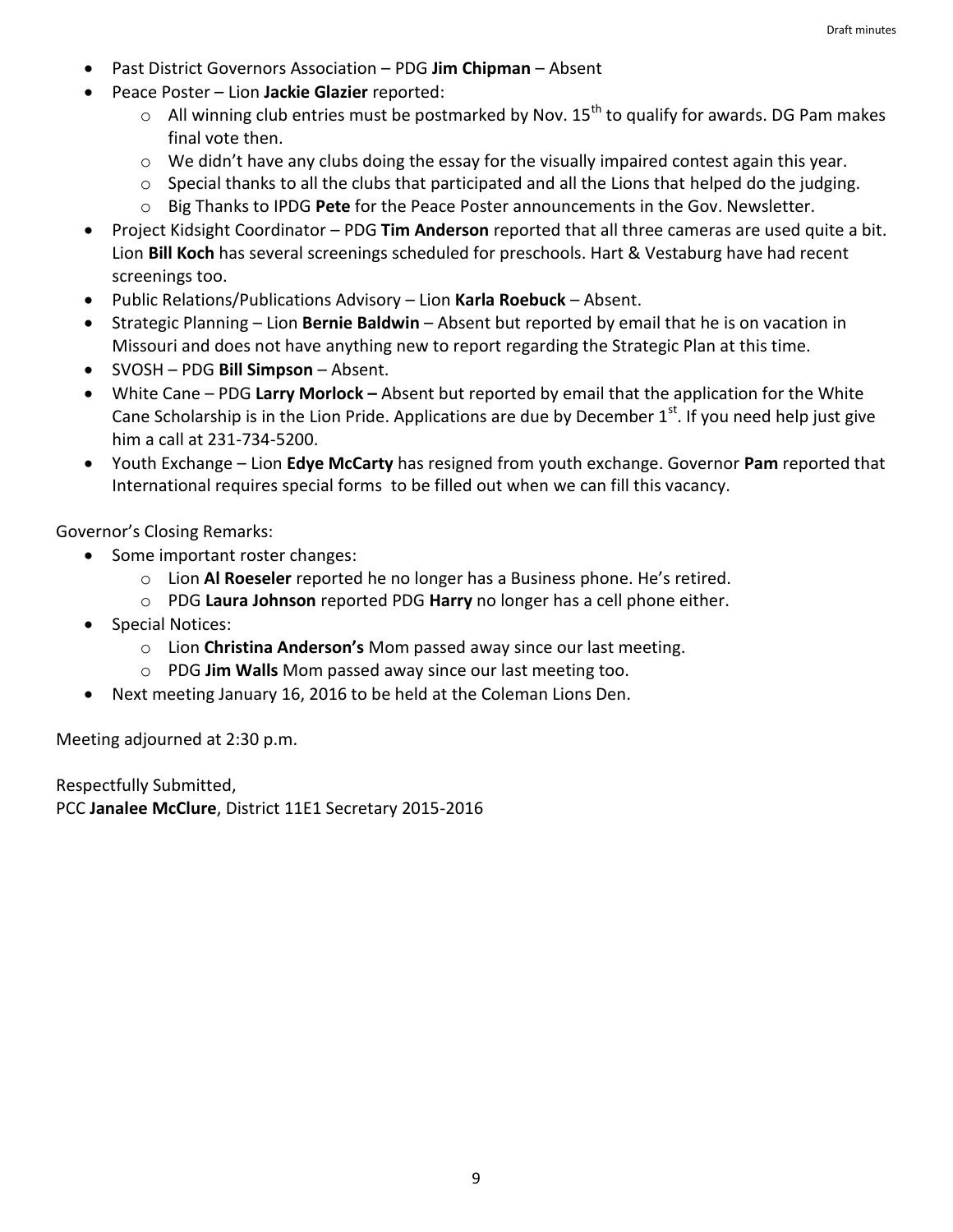- Past District Governors Association – PDG **Jim Chipman** – Absent
- Peace Poster – Lion **Jackie Glazier** reported:
  - All winning club entries must be postmarked by Nov. 15th to qualify for awards. DG Pam makes final vote then.
  - We didn't have any clubs doing the essay for the visually impaired contest again this year.
  - Special thanks to all the clubs that participated and all the Lions that helped do the judging.
  - Big Thanks to IPDG **Pete** for the Peace Poster announcements in the Gov. Newsletter.
- Project Kidsight Coordinator – PDG **Tim Anderson** reported that all three cameras are used quite a bit. Lion **Bill Koch** has several screenings scheduled for preschools. Hart & Vestaburg have had recent screenings too.
- Public Relations/Publications Advisory – Lion **Karla Roebuck** – Absent.
- Strategic Planning – Lion **Bernie Baldwin** – Absent but reported by email that he is on vacation in Missouri and does not have anything new to report regarding the Strategic Plan at this time.
- SVOSH – PDG **Bill Simpson** – Absent.
- White Cane – PDG **Larry Morlock –** Absent but reported by email that the application for the White Cane Scholarship is in the Lion Pride. Applications are due by December 1st. If you need help just give him a call at 231-734-5200.
- Youth Exchange – Lion **Edye McCarty** has resigned from youth exchange. Governor **Pam** reported that International requires special forms to be filled out when we can fill this vacancy.

Governor's Closing Remarks:

- Some important roster changes:
  - Lion **Al Roeseler** reported he no longer has a Business phone. He's retired.
  - PDG **Laura Johnson** reported PDG **Harry** no longer has a cell phone either.
- Special Notices:
  - Lion **Christina Anderson's** Mom passed away since our last meeting.
  - PDG **Jim Walls** Mom passed away since our last meeting too.
- Next meeting January 16, 2016 to be held at the Coleman Lions Den.

Meeting adjourned at 2:30 p.m.

Respectfully Submitted,
PCC **Janalee McClure**, District 11E1 Secretary 2015-2016